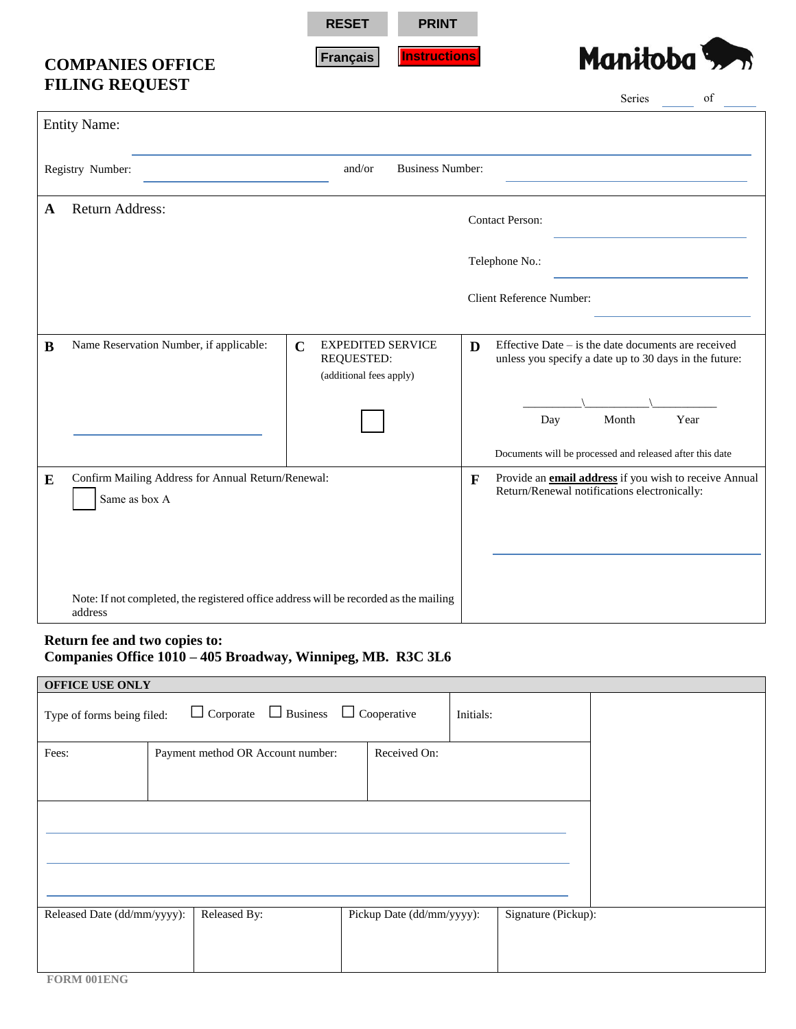RESET PRINT

Français Instructions

# COMPANIES OFFICE FILING REQUEST

Manitoba

Series ______ of ______

Entity Name: ______________________________

Registry Number: ______________ and/or Business Number: ______________

**A** Return Address:

Contact Person: ______________

Telephone No.: ______________

Client Reference Number: ______________

**B** Name Reservation Number, if applicable: ______________

**C** EXPEDITED SERVICE REQUESTED: (additional fees apply) ☐

**D** Effective Date – is the date documents are received unless you specify a date up to 30 days in the future:

__________\__________\__________
Day Month Year

Documents will be processed and released after this date

**E** Confirm Mailing Address for Annual Return/Renewal:

☐ Same as box A

Note: If not completed, the registered office address will be recorded as the mailing address

**F** Provide an **email address** if you wish to receive Annual Return/Renewal notifications electronically:

______________________________

**Return fee and two copies to:**
**Companies Office 1010 – 405 Broadway, Winnipeg, MB. R3C 3L6**

**OFFICE USE ONLY**

Type of forms being filed: ☐ Corporate ☐ Business ☐ Cooperative

Initials:

| Fees: | Payment method OR Account number: | Received On: |
|---|---|---|
| | | |

______________________________

______________________________

______________________________

| Released Date (dd/mm/yyyy): | Released By: | Pickup Date (dd/mm/yyyy): | Signature (Pickup): |
|---|---|---|---|
| | | | |

FORM 001ENG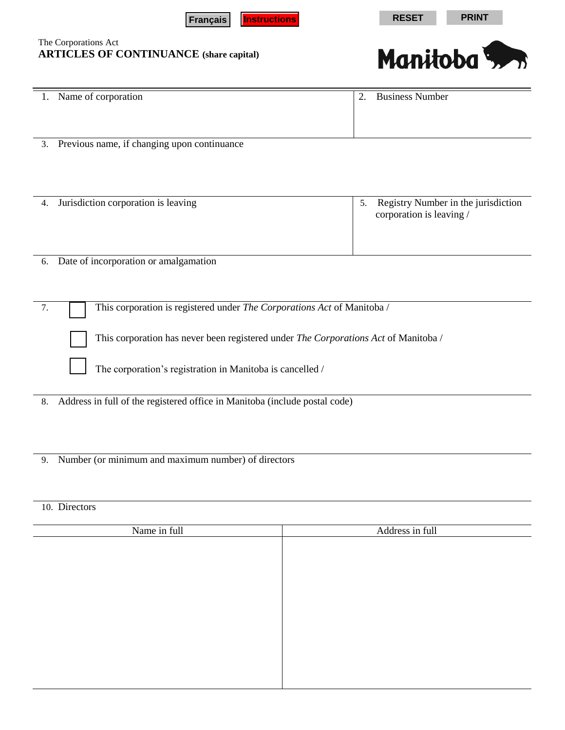Français Instructions RESET PRINT

The Corporations Act

**ARTICLES OF CONTINUANCE (share capital)**

Manitoba

1. Name of corporation

2. Business Number

3. Previous name, if changing upon continuance

4. Jurisdiction corporation is leaving

5. Registry Number in the jurisdiction corporation is leaving /

6. Date of incorporation or amalgamation

7. ☐ This corporation is registered under *The Corporations Act* of Manitoba /

   ☐ This corporation has never been registered under *The Corporations Act* of Manitoba /

   ☐ The corporation's registration in Manitoba is cancelled /

8. Address in full of the registered office in Manitoba (include postal code)

9. Number (or minimum and maximum number) of directors

10. Directors

| Name in full | Address in full |
|---|---|
| | |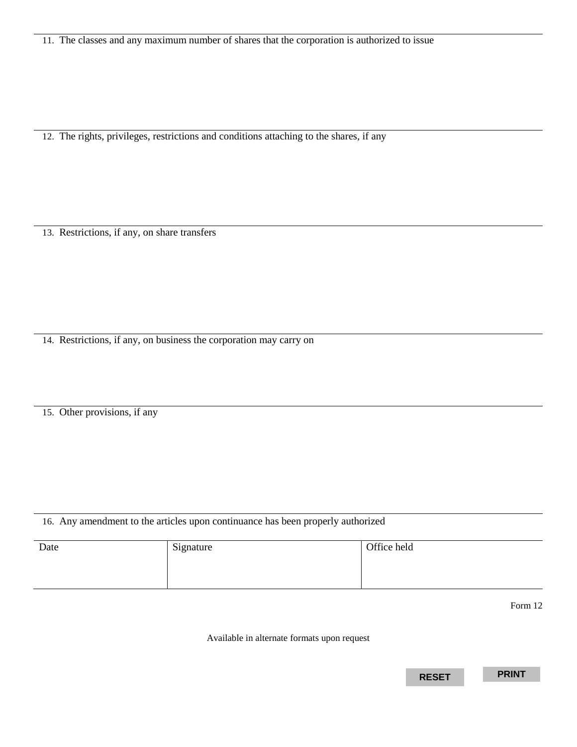11. The classes and any maximum number of shares that the corporation is authorized to issue

12. The rights, privileges, restrictions and conditions attaching to the shares, if any

13. Restrictions, if any, on share transfers

14. Restrictions, if any, on business the corporation may carry on

15. Other provisions, if any

16. Any amendment to the articles upon continuance has been properly authorized

| Date | Signature | Office held |
| --- | --- | --- |
| | | |

Form 12

Available in alternate formats upon request

RESET PRINT